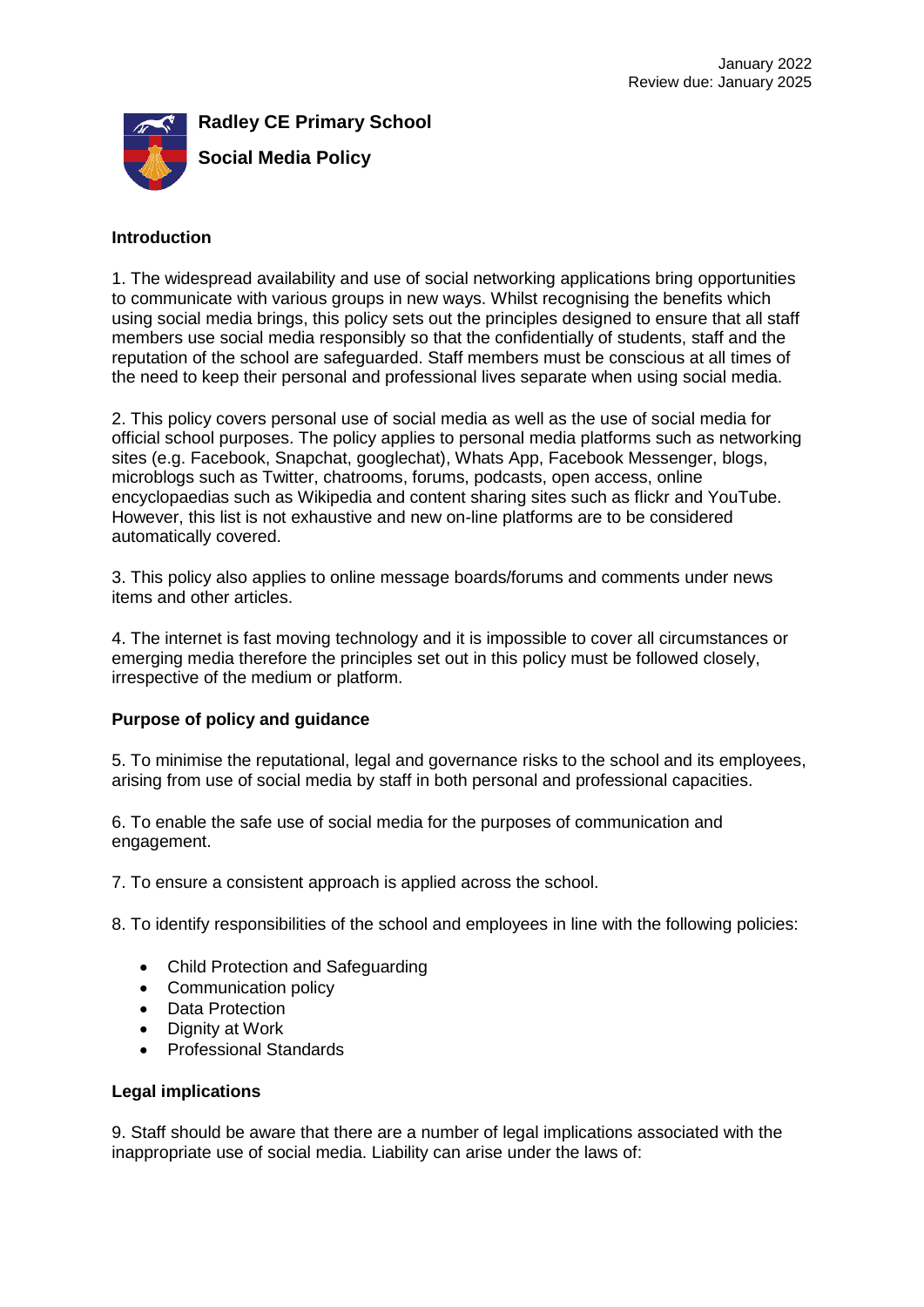January 2022
Review due: January 2025

# Radley CE Primary School

## Social Media Policy

### Introduction

1. The widespread availability and use of social networking applications bring opportunities to communicate with various groups in new ways. Whilst recognising the benefits which using social media brings, this policy sets out the principles designed to ensure that all staff members use social media responsibly so that the confidentially of students, staff and the reputation of the school are safeguarded. Staff members must be conscious at all times of the need to keep their personal and professional lives separate when using social media.

2. This policy covers personal use of social media as well as the use of social media for official school purposes. The policy applies to personal media platforms such as networking sites (e.g. Facebook, Snapchat, googlechat), Whats App, Facebook Messenger, blogs, microblogs such as Twitter, chatrooms, forums, podcasts, open access, online encyclopaedias such as Wikipedia and content sharing sites such as flickr and YouTube. However, this list is not exhaustive and new on-line platforms are to be considered automatically covered.

3. This policy also applies to online message boards/forums and comments under news items and other articles.

4. The internet is fast moving technology and it is impossible to cover all circumstances or emerging media therefore the principles set out in this policy must be followed closely, irrespective of the medium or platform.

### Purpose of policy and guidance

5. To minimise the reputational, legal and governance risks to the school and its employees, arising from use of social media by staff in both personal and professional capacities.

6. To enable the safe use of social media for the purposes of communication and engagement.

7. To ensure a consistent approach is applied across the school.

8. To identify responsibilities of the school and employees in line with the following policies:

- Child Protection and Safeguarding
- Communication policy
- Data Protection
- Dignity at Work
- Professional Standards

### Legal implications

9. Staff should be aware that there are a number of legal implications associated with the inappropriate use of social media. Liability can arise under the laws of: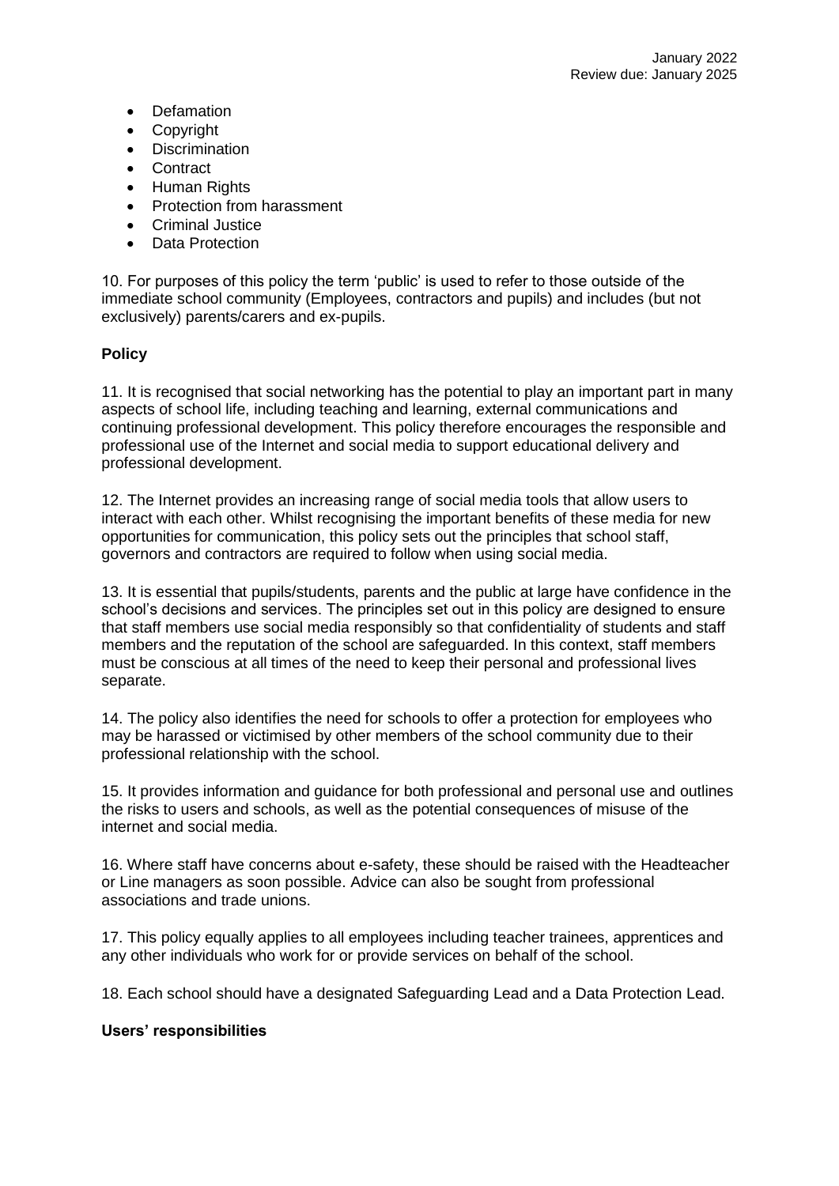- Defamation
- Copyright
- Discrimination
- Contract
- Human Rights
- Protection from harassment
- Criminal Justice
- Data Protection

10. For purposes of this policy the term 'public' is used to refer to those outside of the immediate school community (Employees, contractors and pupils) and includes (but not exclusively) parents/carers and ex-pupils.

**Policy**

11. It is recognised that social networking has the potential to play an important part in many aspects of school life, including teaching and learning, external communications and continuing professional development. This policy therefore encourages the responsible and professional use of the Internet and social media to support educational delivery and professional development.

12. The Internet provides an increasing range of social media tools that allow users to interact with each other. Whilst recognising the important benefits of these media for new opportunities for communication, this policy sets out the principles that school staff, governors and contractors are required to follow when using social media.

13. It is essential that pupils/students, parents and the public at large have confidence in the school's decisions and services. The principles set out in this policy are designed to ensure that staff members use social media responsibly so that confidentiality of students and staff members and the reputation of the school are safeguarded. In this context, staff members must be conscious at all times of the need to keep their personal and professional lives separate.

14. The policy also identifies the need for schools to offer a protection for employees who may be harassed or victimised by other members of the school community due to their professional relationship with the school.

15. It provides information and guidance for both professional and personal use and outlines the risks to users and schools, as well as the potential consequences of misuse of the internet and social media.

16. Where staff have concerns about e-safety, these should be raised with the Headteacher or Line managers as soon possible. Advice can also be sought from professional associations and trade unions.

17. This policy equally applies to all employees including teacher trainees, apprentices and any other individuals who work for or provide services on behalf of the school.

18. Each school should have a designated Safeguarding Lead and a Data Protection Lead.

**Users' responsibilities**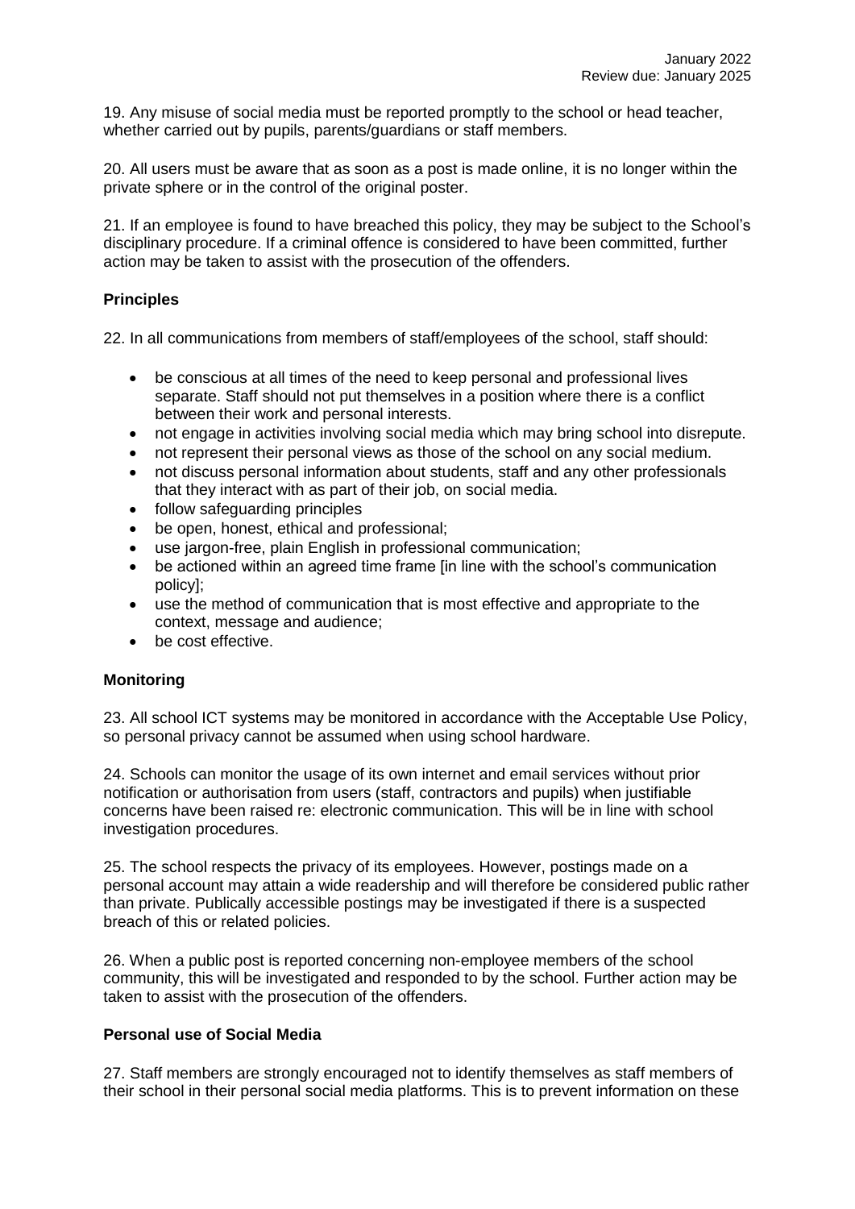19. Any misuse of social media must be reported promptly to the school or head teacher, whether carried out by pupils, parents/guardians or staff members.

20. All users must be aware that as soon as a post is made online, it is no longer within the private sphere or in the control of the original poster.

21. If an employee is found to have breached this policy, they may be subject to the School's disciplinary procedure. If a criminal offence is considered to have been committed, further action may be taken to assist with the prosecution of the offenders.

**Principles**

22. In all communications from members of staff/employees of the school, staff should:

- be conscious at all times of the need to keep personal and professional lives separate. Staff should not put themselves in a position where there is a conflict between their work and personal interests.
- not engage in activities involving social media which may bring school into disrepute.
- not represent their personal views as those of the school on any social medium.
- not discuss personal information about students, staff and any other professionals that they interact with as part of their job, on social media.
- follow safeguarding principles
- be open, honest, ethical and professional;
- use jargon-free, plain English in professional communication;
- be actioned within an agreed time frame [in line with the school's communication policy];
- use the method of communication that is most effective and appropriate to the context, message and audience;
- be cost effective.

**Monitoring**

23. All school ICT systems may be monitored in accordance with the Acceptable Use Policy, so personal privacy cannot be assumed when using school hardware.

24. Schools can monitor the usage of its own internet and email services without prior notification or authorisation from users (staff, contractors and pupils) when justifiable concerns have been raised re: electronic communication. This will be in line with school investigation procedures.

25. The school respects the privacy of its employees. However, postings made on a personal account may attain a wide readership and will therefore be considered public rather than private. Publically accessible postings may be investigated if there is a suspected breach of this or related policies.

26. When a public post is reported concerning non-employee members of the school community, this will be investigated and responded to by the school. Further action may be taken to assist with the prosecution of the offenders.

**Personal use of Social Media**

27. Staff members are strongly encouraged not to identify themselves as staff members of their school in their personal social media platforms. This is to prevent information on these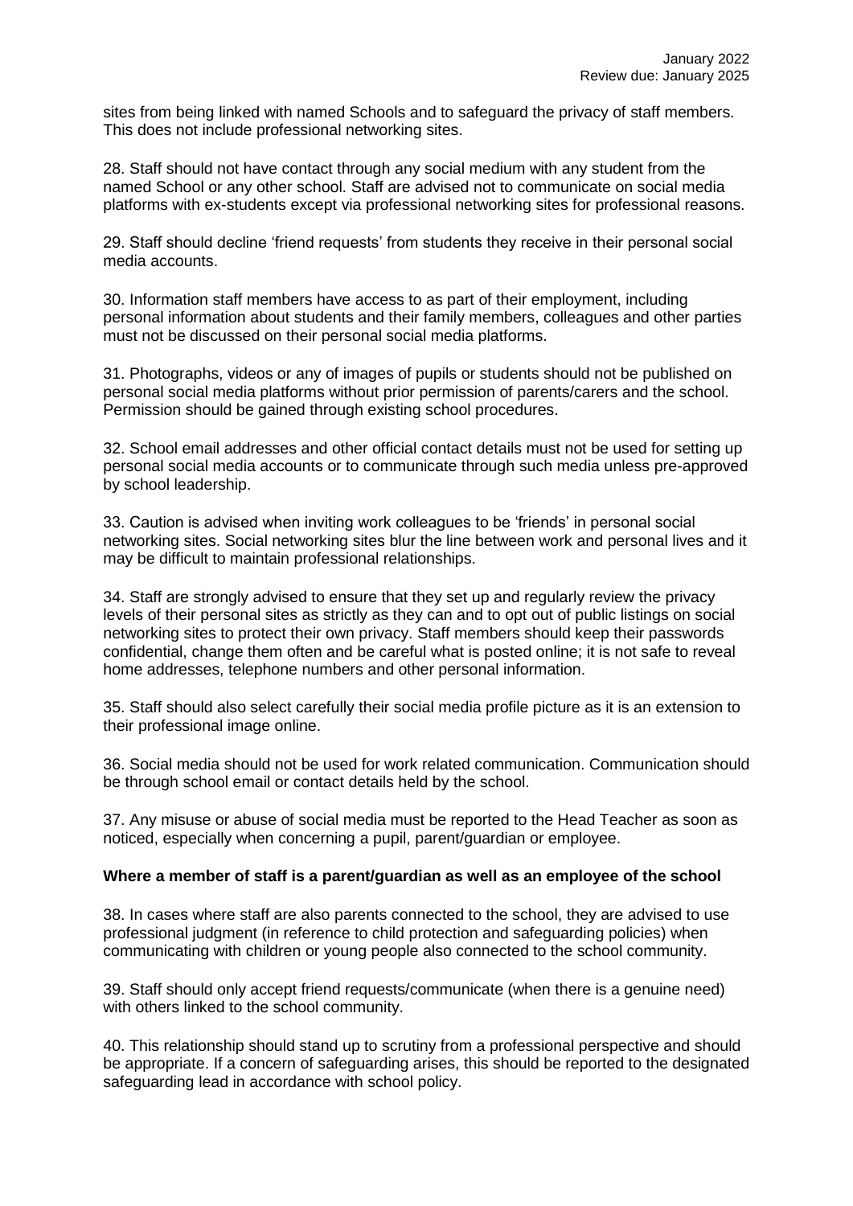sites from being linked with named Schools and to safeguard the privacy of staff members. This does not include professional networking sites.

28. Staff should not have contact through any social medium with any student from the named School or any other school. Staff are advised not to communicate on social media platforms with ex-students except via professional networking sites for professional reasons.

29. Staff should decline 'friend requests' from students they receive in their personal social media accounts.

30. Information staff members have access to as part of their employment, including personal information about students and their family members, colleagues and other parties must not be discussed on their personal social media platforms.

31. Photographs, videos or any of images of pupils or students should not be published on personal social media platforms without prior permission of parents/carers and the school. Permission should be gained through existing school procedures.

32. School email addresses and other official contact details must not be used for setting up personal social media accounts or to communicate through such media unless pre-approved by school leadership.

33. Caution is advised when inviting work colleagues to be 'friends' in personal social networking sites. Social networking sites blur the line between work and personal lives and it may be difficult to maintain professional relationships.

34. Staff are strongly advised to ensure that they set up and regularly review the privacy levels of their personal sites as strictly as they can and to opt out of public listings on social networking sites to protect their own privacy. Staff members should keep their passwords confidential, change them often and be careful what is posted online; it is not safe to reveal home addresses, telephone numbers and other personal information.

35. Staff should also select carefully their social media profile picture as it is an extension to their professional image online.

36. Social media should not be used for work related communication. Communication should be through school email or contact details held by the school.

37. Any misuse or abuse of social media must be reported to the Head Teacher as soon as noticed, especially when concerning a pupil, parent/guardian or employee.

**Where a member of staff is a parent/guardian as well as an employee of the school**

38. In cases where staff are also parents connected to the school, they are advised to use professional judgment (in reference to child protection and safeguarding policies) when communicating with children or young people also connected to the school community.

39. Staff should only accept friend requests/communicate (when there is a genuine need) with others linked to the school community.

40. This relationship should stand up to scrutiny from a professional perspective and should be appropriate. If a concern of safeguarding arises, this should be reported to the designated safeguarding lead in accordance with school policy.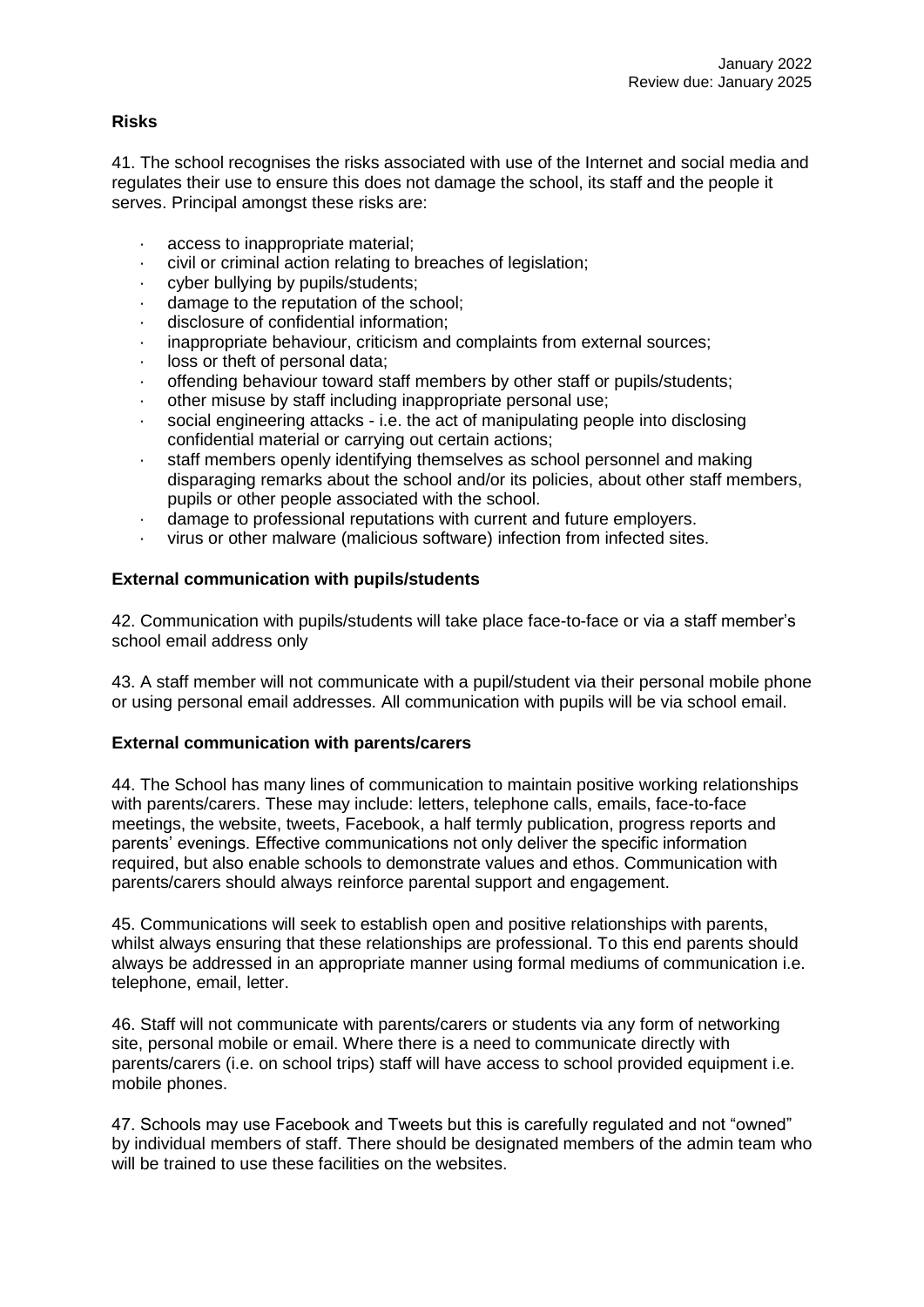**Risks**

41. The school recognises the risks associated with use of the Internet and social media and regulates their use to ensure this does not damage the school, its staff and the people it serves. Principal amongst these risks are:

- access to inappropriate material;
- civil or criminal action relating to breaches of legislation;
- cyber bullying by pupils/students;
- damage to the reputation of the school;
- disclosure of confidential information;
- inappropriate behaviour, criticism and complaints from external sources;
- loss or theft of personal data;
- offending behaviour toward staff members by other staff or pupils/students;
- other misuse by staff including inappropriate personal use;
- social engineering attacks - i.e. the act of manipulating people into disclosing confidential material or carrying out certain actions;
- staff members openly identifying themselves as school personnel and making disparaging remarks about the school and/or its policies, about other staff members, pupils or other people associated with the school.
- damage to professional reputations with current and future employers.
- virus or other malware (malicious software) infection from infected sites.

**External communication with pupils/students**

42. Communication with pupils/students will take place face-to-face or via a staff member's school email address only

43. A staff member will not communicate with a pupil/student via their personal mobile phone or using personal email addresses. All communication with pupils will be via school email.

**External communication with parents/carers**

44. The School has many lines of communication to maintain positive working relationships with parents/carers. These may include: letters, telephone calls, emails, face-to-face meetings, the website, tweets, Facebook, a half termly publication, progress reports and parents' evenings. Effective communications not only deliver the specific information required, but also enable schools to demonstrate values and ethos. Communication with parents/carers should always reinforce parental support and engagement.

45. Communications will seek to establish open and positive relationships with parents, whilst always ensuring that these relationships are professional. To this end parents should always be addressed in an appropriate manner using formal mediums of communication i.e. telephone, email, letter.

46. Staff will not communicate with parents/carers or students via any form of networking site, personal mobile or email. Where there is a need to communicate directly with parents/carers (i.e. on school trips) staff will have access to school provided equipment i.e. mobile phones.

47. Schools may use Facebook and Tweets but this is carefully regulated and not "owned" by individual members of staff. There should be designated members of the admin team who will be trained to use these facilities on the websites.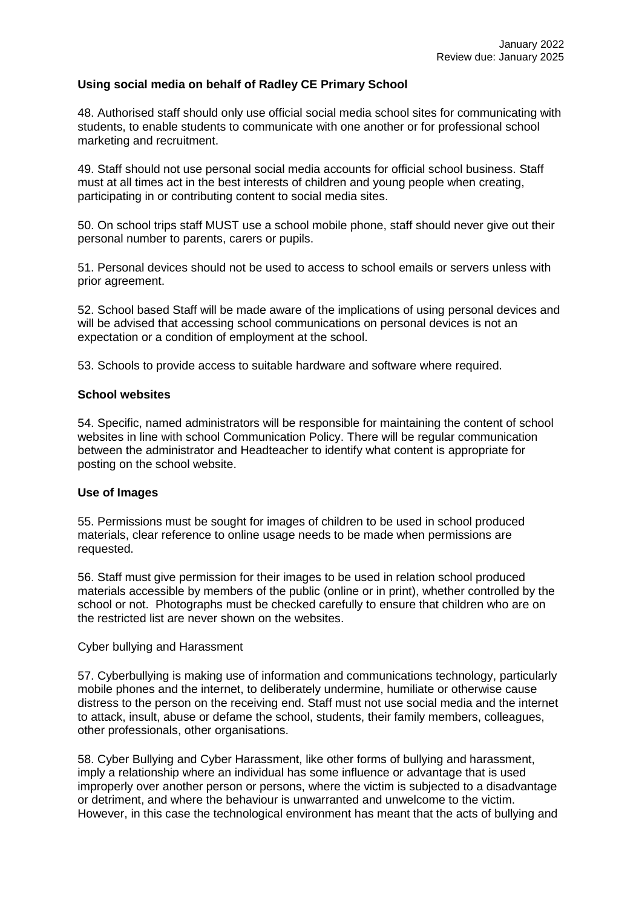January 2022
Review due: January 2025

**Using social media on behalf of Radley CE Primary School**

48. Authorised staff should only use official social media school sites for communicating with students, to enable students to communicate with one another or for professional school marketing and recruitment.

49. Staff should not use personal social media accounts for official school business. Staff must at all times act in the best interests of children and young people when creating, participating in or contributing content to social media sites.

50. On school trips staff MUST use a school mobile phone, staff should never give out their personal number to parents, carers or pupils.

51. Personal devices should not be used to access to school emails or servers unless with prior agreement.

52. School based Staff will be made aware of the implications of using personal devices and will be advised that accessing school communications on personal devices is not an expectation or a condition of employment at the school.

53. Schools to provide access to suitable hardware and software where required.

**School websites**

54. Specific, named administrators will be responsible for maintaining the content of school websites in line with school Communication Policy. There will be regular communication between the administrator and Headteacher to identify what content is appropriate for posting on the school website.

**Use of Images**

55. Permissions must be sought for images of children to be used in school produced materials, clear reference to online usage needs to be made when permissions are requested.

56. Staff must give permission for their images to be used in relation school produced materials accessible by members of the public (online or in print), whether controlled by the school or not. Photographs must be checked carefully to ensure that children who are on the restricted list are never shown on the websites.

Cyber bullying and Harassment

57. Cyberbullying is making use of information and communications technology, particularly mobile phones and the internet, to deliberately undermine, humiliate or otherwise cause distress to the person on the receiving end. Staff must not use social media and the internet to attack, insult, abuse or defame the school, students, their family members, colleagues, other professionals, other organisations.

58. Cyber Bullying and Cyber Harassment, like other forms of bullying and harassment, imply a relationship where an individual has some influence or advantage that is used improperly over another person or persons, where the victim is subjected to a disadvantage or detriment, and where the behaviour is unwarranted and unwelcome to the victim. However, in this case the technological environment has meant that the acts of bullying and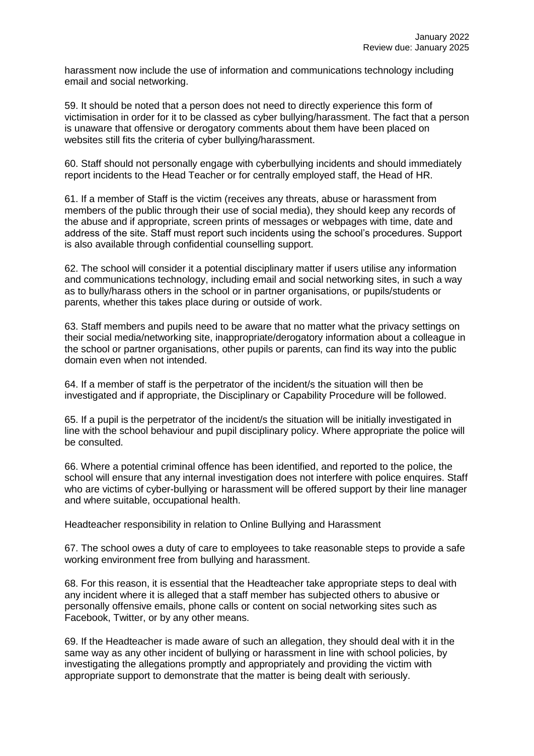harassment now include the use of information and communications technology including email and social networking.

59. It should be noted that a person does not need to directly experience this form of victimisation in order for it to be classed as cyber bullying/harassment. The fact that a person is unaware that offensive or derogatory comments about them have been placed on websites still fits the criteria of cyber bullying/harassment.

60. Staff should not personally engage with cyberbullying incidents and should immediately report incidents to the Head Teacher or for centrally employed staff, the Head of HR.

61. If a member of Staff is the victim (receives any threats, abuse or harassment from members of the public through their use of social media), they should keep any records of the abuse and if appropriate, screen prints of messages or webpages with time, date and address of the site. Staff must report such incidents using the school's procedures. Support is also available through confidential counselling support.

62. The school will consider it a potential disciplinary matter if users utilise any information and communications technology, including email and social networking sites, in such a way as to bully/harass others in the school or in partner organisations, or pupils/students or parents, whether this takes place during or outside of work.

63. Staff members and pupils need to be aware that no matter what the privacy settings on their social media/networking site, inappropriate/derogatory information about a colleague in the school or partner organisations, other pupils or parents, can find its way into the public domain even when not intended.

64. If a member of staff is the perpetrator of the incident/s the situation will then be investigated and if appropriate, the Disciplinary or Capability Procedure will be followed.

65. If a pupil is the perpetrator of the incident/s the situation will be initially investigated in line with the school behaviour and pupil disciplinary policy. Where appropriate the police will be consulted.

66. Where a potential criminal offence has been identified, and reported to the police, the school will ensure that any internal investigation does not interfere with police enquires. Staff who are victims of cyber-bullying or harassment will be offered support by their line manager and where suitable, occupational health.

## Headteacher responsibility in relation to Online Bullying and Harassment

67. The school owes a duty of care to employees to take reasonable steps to provide a safe working environment free from bullying and harassment.

68. For this reason, it is essential that the Headteacher take appropriate steps to deal with any incident where it is alleged that a staff member has subjected others to abusive or personally offensive emails, phone calls or content on social networking sites such as Facebook, Twitter, or by any other means.

69. If the Headteacher is made aware of such an allegation, they should deal with it in the same way as any other incident of bullying or harassment in line with school policies, by investigating the allegations promptly and appropriately and providing the victim with appropriate support to demonstrate that the matter is being dealt with seriously.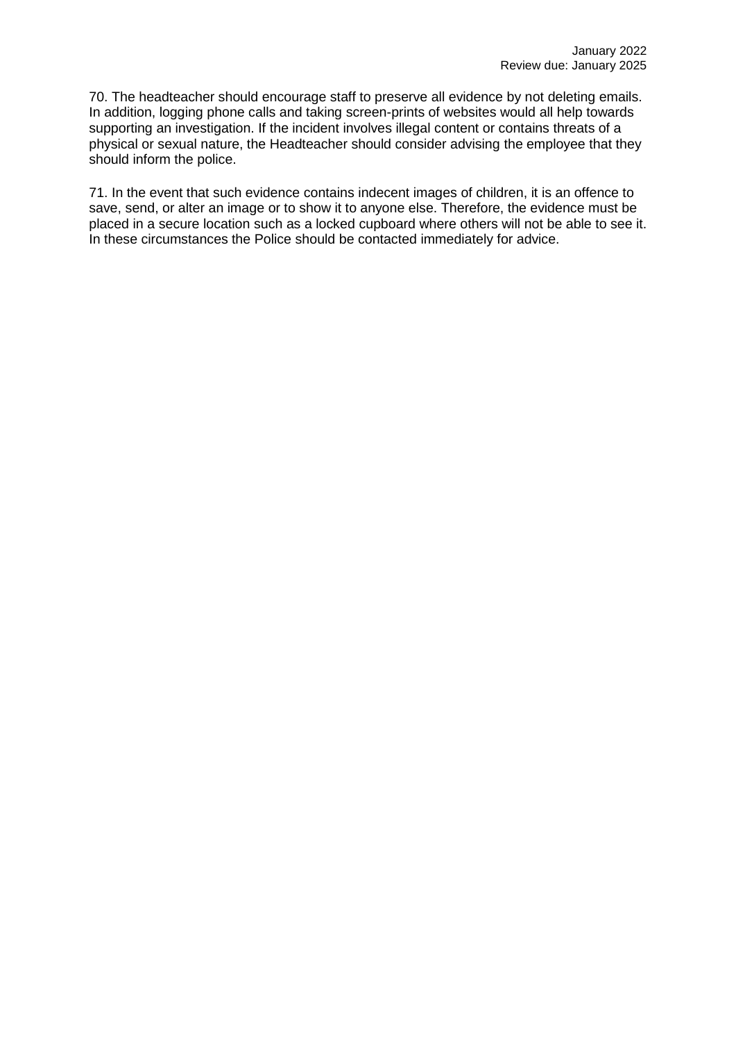70. The headteacher should encourage staff to preserve all evidence by not deleting emails. In addition, logging phone calls and taking screen-prints of websites would all help towards supporting an investigation. If the incident involves illegal content or contains threats of a physical or sexual nature, the Headteacher should consider advising the employee that they should inform the police.

71. In the event that such evidence contains indecent images of children, it is an offence to save, send, or alter an image or to show it to anyone else. Therefore, the evidence must be placed in a secure location such as a locked cupboard where others will not be able to see it. In these circumstances the Police should be contacted immediately for advice.